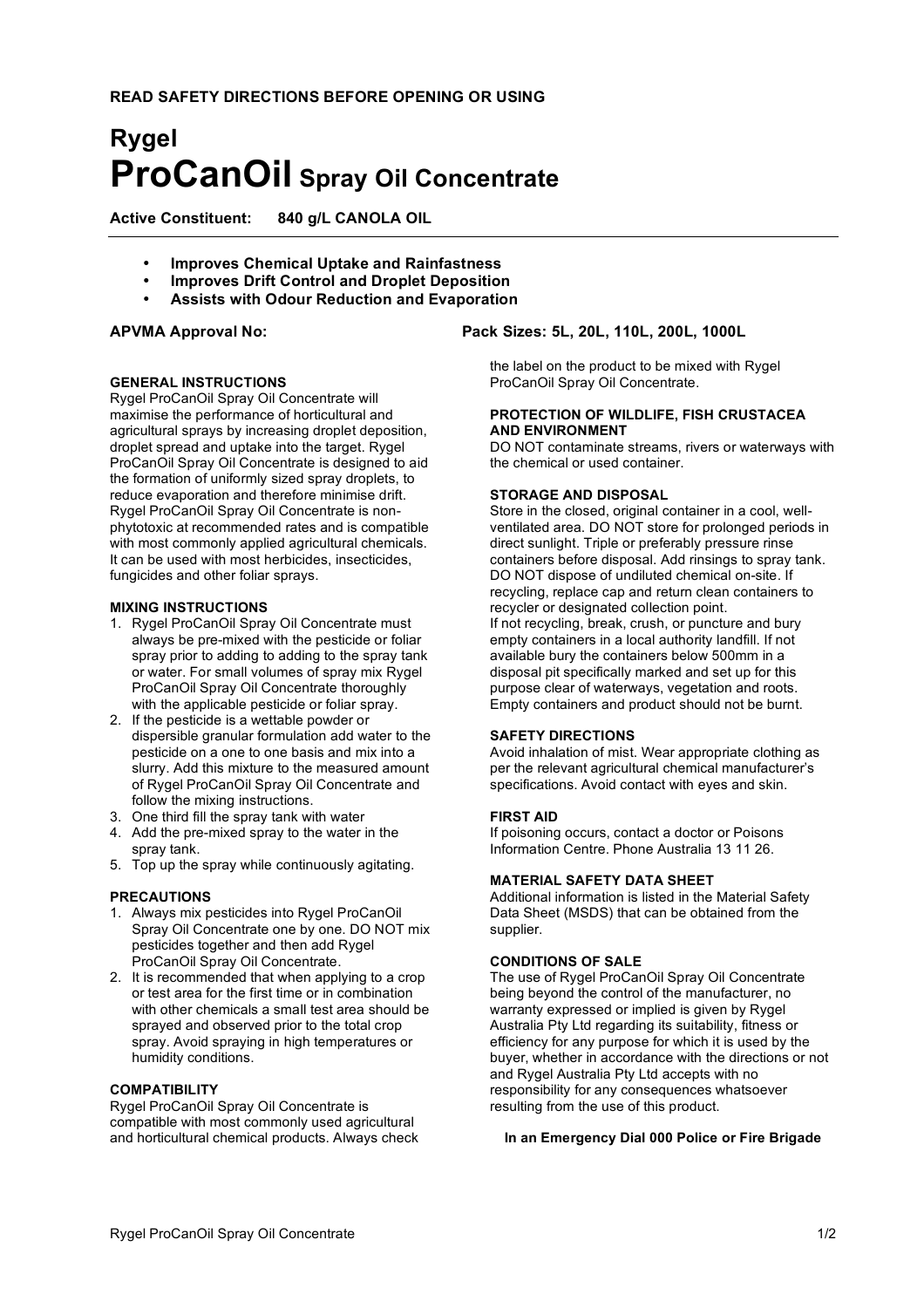**READ SAFETY DIRECTIONS BEFORE OPENING OR USING**

# Rygel
# ProCanOil Spray Oil Concentrate

**Active Constituent: 840 g/L CANOLA OIL**

- **Improves Chemical Uptake and Rainfastness**
- **Improves Drift Control and Droplet Deposition**
- **Assists with Odour Reduction and Evaporation**

**APVMA Approval No:**

**Pack Sizes: 5L, 20L, 110L, 200L, 1000L**

### GENERAL INSTRUCTIONS

Rygel ProCanOil Spray Oil Concentrate will maximise the performance of horticultural and agricultural sprays by increasing droplet deposition, droplet spread and uptake into the target. Rygel ProCanOil Spray Oil Concentrate is designed to aid the formation of uniformly sized spray droplets, to reduce evaporation and therefore minimise drift. Rygel ProCanOil Spray Oil Concentrate is non-phytotoxic at recommended rates and is compatible with most commonly applied agricultural chemicals. It can be used with most herbicides, insecticides, fungicides and other foliar sprays.

### MIXING INSTRUCTIONS

1. Rygel ProCanOil Spray Oil Concentrate must always be pre-mixed with the pesticide or foliar spray prior to adding to adding to the spray tank or water. For small volumes of spray mix Rygel ProCanOil Spray Oil Concentrate thoroughly with the applicable pesticide or foliar spray.
2. If the pesticide is a wettable powder or dispersible granular formulation add water to the pesticide on a one to one basis and mix into a slurry. Add this mixture to the measured amount of Rygel ProCanOil Spray Oil Concentrate and follow the mixing instructions.
3. One third fill the spray tank with water
4. Add the pre-mixed spray to the water in the spray tank.
5. Top up the spray while continuously agitating.

### PRECAUTIONS

1. Always mix pesticides into Rygel ProCanOil Spray Oil Concentrate one by one. DO NOT mix pesticides together and then add Rygel ProCanOil Spray Oil Concentrate.
2. It is recommended that when applying to a crop or test area for the first time or in combination with other chemicals a small test area should be sprayed and observed prior to the total crop spray. Avoid spraying in high temperatures or humidity conditions.

### COMPATIBILITY

Rygel ProCanOil Spray Oil Concentrate is compatible with most commonly used agricultural and horticultural chemical products. Always check the label on the product to be mixed with Rygel ProCanOil Spray Oil Concentrate.

### PROTECTION OF WILDLIFE, FISH CRUSTACEA AND ENVIRONMENT

DO NOT contaminate streams, rivers or waterways with the chemical or used container.

### STORAGE AND DISPOSAL

Store in the closed, original container in a cool, well-ventilated area. DO NOT store for prolonged periods in direct sunlight. Triple or preferably pressure rinse containers before disposal. Add rinsings to spray tank. DO NOT dispose of undiluted chemical on-site. If recycling, replace cap and return clean containers to recycler or designated collection point.
If not recycling, break, crush, or puncture and bury empty containers in a local authority landfill. If not available bury the containers below 500mm in a disposal pit specifically marked and set up for this purpose clear of waterways, vegetation and roots. Empty containers and product should not be burnt.

### SAFETY DIRECTIONS

Avoid inhalation of mist. Wear appropriate clothing as per the relevant agricultural chemical manufacturer's specifications. Avoid contact with eyes and skin.

### FIRST AID

If poisoning occurs, contact a doctor or Poisons Information Centre. Phone Australia 13 11 26.

### MATERIAL SAFETY DATA SHEET

Additional information is listed in the Material Safety Data Sheet (MSDS) that can be obtained from the supplier.

### CONDITIONS OF SALE

The use of Rygel ProCanOil Spray Oil Concentrate being beyond the control of the manufacturer, no warranty expressed or implied is given by Rygel Australia Pty Ltd regarding its suitability, fitness or efficiency for any purpose for which it is used by the buyer, whether in accordance with the directions or not and Rygel Australia Pty Ltd accepts with no responsibility for any consequences whatsoever resulting from the use of this product.

**In an Emergency Dial 000 Police or Fire Brigade**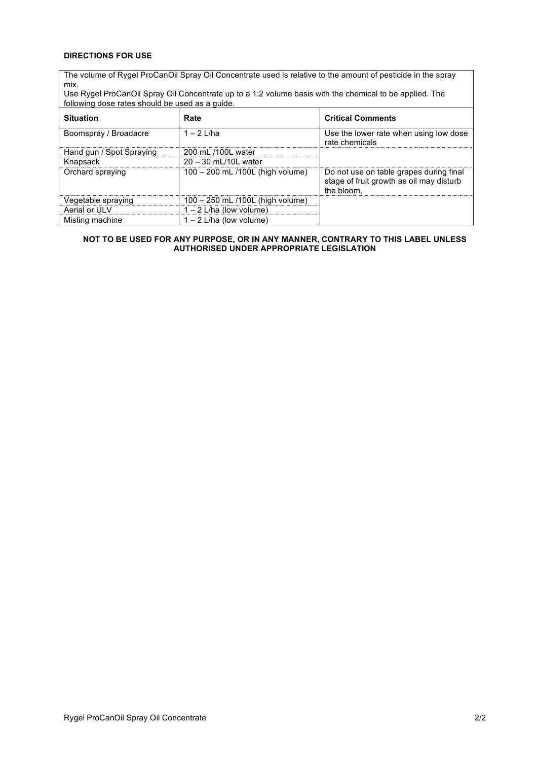**DIRECTIONS FOR USE**

The volume of Rygel ProCanOil Spray Oil Concentrate used is relative to the amount of pesticide in the spray mix.
Use Rygel ProCanOil Spray Oil Concentrate up to a 1:2 volume basis with the chemical to be applied. The following dose rates should be used as a guide.

| Situation | Rate | Critical Comments |
|---|---|---|
| Boomspray / Broadacre | 1 – 2 L/ha | Use the lower rate when using low dose rate chemicals |
| Hand gun / Spot Spraying | 200 mL /100L water | |
| Knapsack | 20 – 30 mL/10L water | |
| Orchard spraying | 100 – 200 mL /100L (high volume) | Do not use on table grapes during final stage of fruit growth as oil may disturb the bloom. |
| Vegetable spraying | 100 – 250 mL /100L (high volume) | |
| Aerial or ULV | 1 – 2 L/ha (low volume) | |
| Misting machine | 1 – 2 L/ha (low volume) | |

**NOT TO BE USED FOR ANY PURPOSE, OR IN ANY MANNER, CONTRARY TO THIS LABEL UNLESS AUTHORISED UNDER APPROPRIATE LEGISLATION**